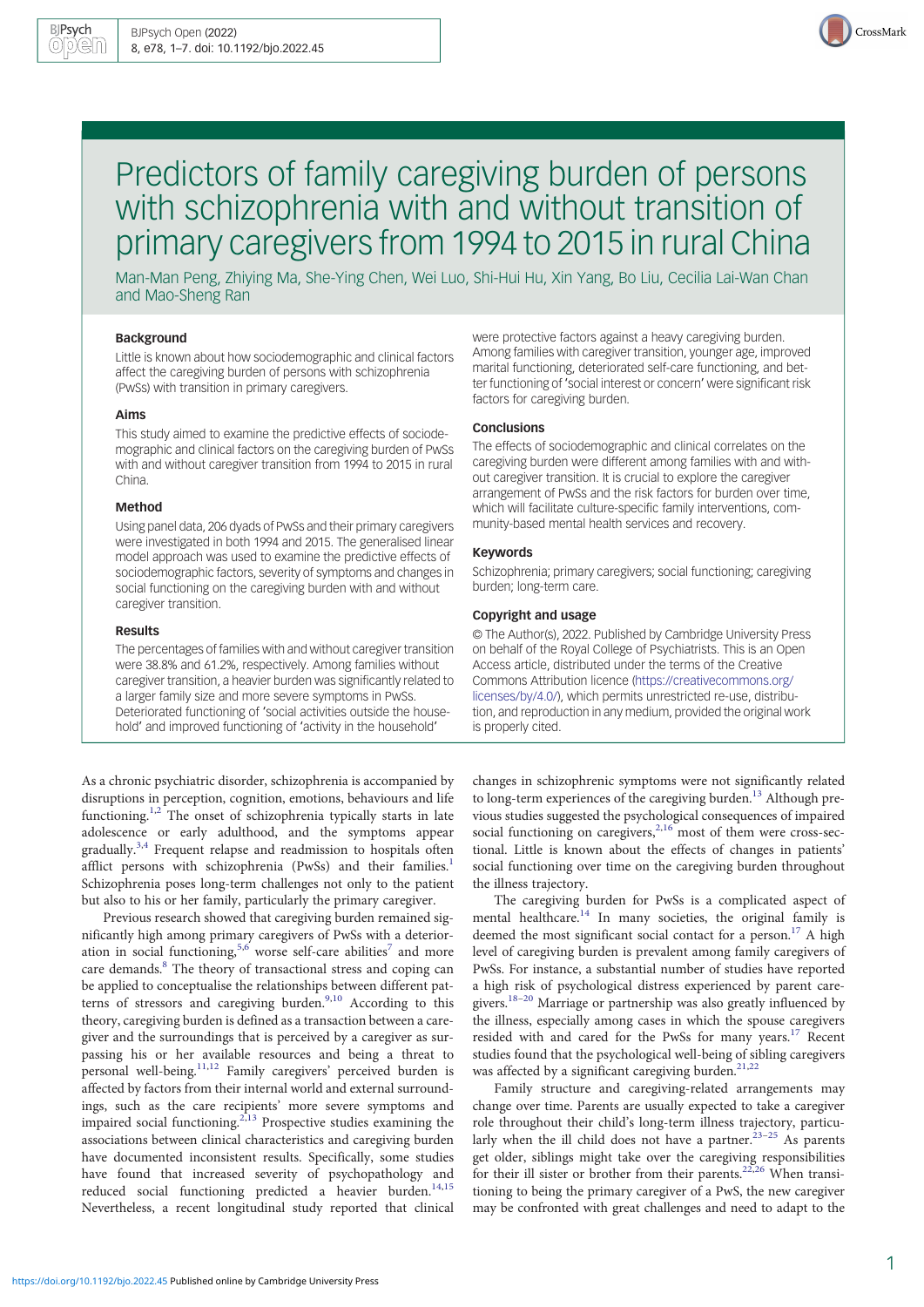# Predictors of family caregiving burden of persons with schizophrenia with and without transition of primary caregivers from 1994 to 2015 in rural China

Man-Man Peng, Zhiying Ma, She-Ying Chen, Wei Luo, Shi-Hui Hu, Xin Yang, Bo Liu, Cecilia Lai-Wan Chan and Mao-Sheng Ran

### Background

Little is known about how sociodemographic and clinical factors affect the caregiving burden of persons with schizophrenia (PwSs) with transition in primary caregivers.

### Aims

This study aimed to examine the predictive effects of sociodemographic and clinical factors on the caregiving burden of PwSs with and without caregiver transition from 1994 to 2015 in rural China.

### Method

Using panel data, 206 dyads of PwSs and their primary caregivers were investigated in both 1994 and 2015. The generalised linear model approach was used to examine the predictive effects of sociodemographic factors, severity of symptoms and changes in social functioning on the caregiving burden with and without caregiver transition.

### Results

The percentages of families with and without caregiver transition were 38.8% and 61.2%, respectively. Among families without caregiver transition, a heavier burden was significantly related to a larger family size and more severe symptoms in PwSs. Deteriorated functioning of 'social activities outside the household' and improved functioning of 'activity in the household' were protective factors against a heavy caregiving burden. Among families with caregiver transition, younger age, improved marital functioning, deteriorated self-care functioning, and better functioning of 'social interest or concern' were significant risk factors for caregiving burden.

### Conclusions

The effects of sociodemographic and clinical correlates on the caregiving burden were different among families with and without caregiver transition. It is crucial to explore the caregiver arrangement of PwSs and the risk factors for burden over time, which will facilitate culture-specific family interventions, community-based mental health services and recovery.

### Keywords

Schizophrenia; primary caregivers; social functioning; caregiving burden; long-term care.

### Copyright and usage

© The Author(s), 2022. Published by Cambridge University Press on behalf of the Royal College of Psychiatrists. This is an Open Access article, distributed under the terms of the Creative Commons Attribution licence (https://creativecommons.org/licenses/by/4.0/), which permits unrestricted re-use, distribution, and reproduction in any medium, provided the original work is properly cited.

As a chronic psychiatric disorder, schizophrenia is accompanied by disruptions in perception, cognition, emotions, behaviours and life functioning.[1,2] The onset of schizophrenia typically starts in late adolescence or early adulthood, and the symptoms appear gradually.[3,4] Frequent relapse and readmission to hospitals often afflict persons with schizophrenia (PwSs) and their families.[1] Schizophrenia poses long-term challenges not only to the patient but also to his or her family, particularly the primary caregiver.

Previous research showed that caregiving burden remained significantly high among primary caregivers of PwSs with a deterioration in social functioning,[5,6] worse self-care abilities[7] and more care demands.[8] The theory of transactional stress and coping can be applied to conceptualise the relationships between different patterns of stressors and caregiving burden.[9,10] According to this theory, caregiving burden is defined as a transaction between a caregiver and the surroundings that is perceived by a caregiver as surpassing his or her available resources and being a threat to personal well-being.[11,12] Family caregivers' perceived burden is affected by factors from their internal world and external surroundings, such as the care recipients' more severe symptoms and impaired social functioning.[2,13] Prospective studies examining the associations between clinical characteristics and caregiving burden have documented inconsistent results. Specifically, some studies have found that increased severity of psychopathology and reduced social functioning predicted a heavier burden.[14,15] Nevertheless, a recent longitudinal study reported that clinical changes in schizophrenic symptoms were not significantly related to long-term experiences of the caregiving burden.[13] Although previous studies suggested the psychological consequences of impaired social functioning on caregivers,[2,16] most of them were cross-sectional. Little is known about the effects of changes in patients' social functioning over time on the caregiving burden throughout the illness trajectory.

The caregiving burden for PwSs is a complicated aspect of mental healthcare.[14] In many societies, the original family is deemed the most significant social contact for a person.[17] A high level of caregiving burden is prevalent among family caregivers of PwSs. For instance, a substantial number of studies have reported a high risk of psychological distress experienced by parent caregivers.[18–20] Marriage or partnership was also greatly influenced by the illness, especially among cases in which the spouse caregivers resided with and cared for the PwSs for many years.[17] Recent studies found that the psychological well-being of sibling caregivers was affected by a significant caregiving burden.[21,22]

Family structure and caregiving-related arrangements may change over time. Parents are usually expected to take a caregiver role throughout their child's long-term illness trajectory, particularly when the ill child does not have a partner.[23–25] As parents get older, siblings might take over the caregiving responsibilities for their ill sister or brother from their parents.[22,26] When transitioning to being the primary caregiver of a PwS, the new caregiver may be confronted with great challenges and need to adapt to the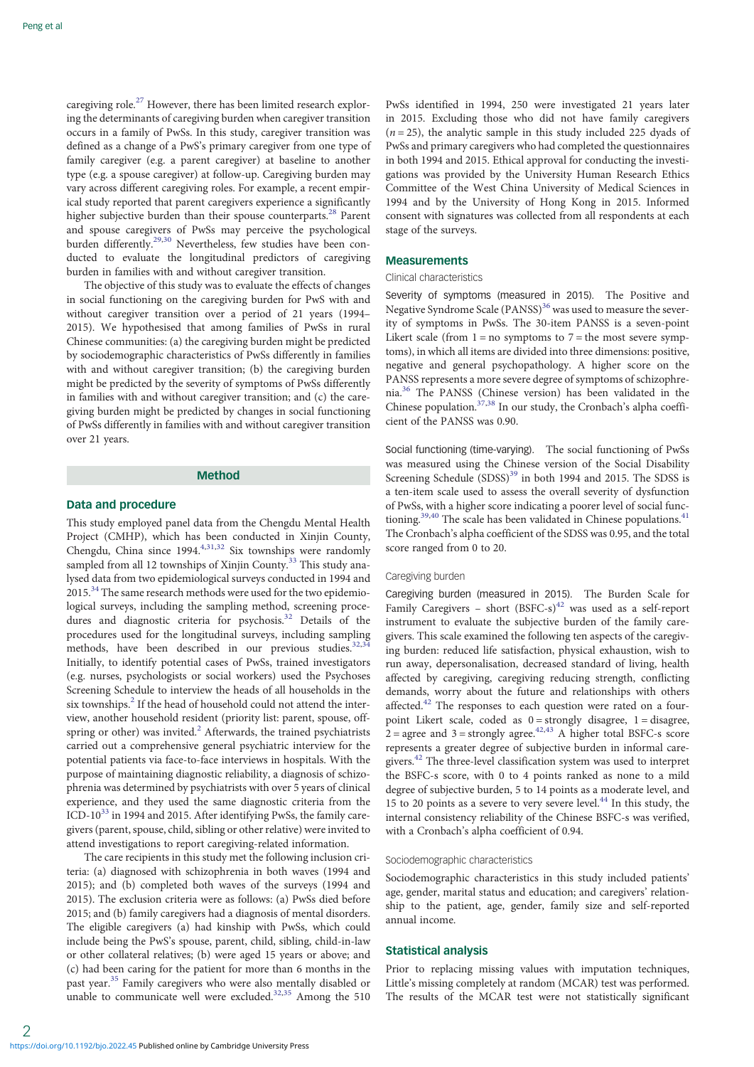caregiving role.[27] However, there has been limited research exploring the determinants of caregiving burden when caregiver transition occurs in a family of PwSs. In this study, caregiver transition was defined as a change of a PwS's primary caregiver from one type of family caregiver (e.g. a parent caregiver) at baseline to another type (e.g. a spouse caregiver) at follow-up. Caregiving burden may vary across different caregiving roles. For example, a recent empirical study reported that parent caregivers experience a significantly higher subjective burden than their spouse counterparts.[28] Parent and spouse caregivers of PwSs may perceive the psychological burden differently.[29,30] Nevertheless, few studies have been conducted to evaluate the longitudinal predictors of caregiving burden in families with and without caregiver transition.

The objective of this study was to evaluate the effects of changes in social functioning on the caregiving burden for PwS with and without caregiver transition over a period of 21 years (1994–2015). We hypothesised that among families of PwSs in rural Chinese communities: (a) the caregiving burden might be predicted by sociodemographic characteristics of PwSs differently in families with and without caregiver transition; (b) the caregiving burden might be predicted by the severity of symptoms of PwSs differently in families with and without caregiver transition; and (c) the caregiving burden might be predicted by changes in social functioning of PwSs differently in families with and without caregiver transition over 21 years.

## Method

### Data and procedure

This study employed panel data from the Chengdu Mental Health Project (CMHP), which has been conducted in Xinjin County, Chengdu, China since 1994.[4,31,32] Six townships were randomly sampled from all 12 townships of Xinjin County.[33] This study analysed data from two epidemiological surveys conducted in 1994 and 2015.[34] The same research methods were used for the two epidemiological surveys, including the sampling method, screening procedures and diagnostic criteria for psychosis.[32] Details of the procedures used for the longitudinal surveys, including sampling methods, have been described in our previous studies.[32,34] Initially, to identify potential cases of PwSs, trained investigators (e.g. nurses, psychologists or social workers) used the Psychoses Screening Schedule to interview the heads of all households in the six townships.[2] If the head of household could not attend the interview, another household resident (priority list: parent, spouse, offspring or other) was invited.[2] Afterwards, the trained psychiatrists carried out a comprehensive general psychiatric interview for the potential patients via face-to-face interviews in hospitals. With the purpose of maintaining diagnostic reliability, a diagnosis of schizophrenia was determined by psychiatrists with over 5 years of clinical experience, and they used the same diagnostic criteria from the ICD-10[33] in 1994 and 2015. After identifying PwSs, the family caregivers (parent, spouse, child, sibling or other relative) were invited to attend investigations to report caregiving-related information.

The care recipients in this study met the following inclusion criteria: (a) diagnosed with schizophrenia in both waves (1994 and 2015); and (b) completed both waves of the surveys (1994 and 2015). The exclusion criteria were as follows: (a) PwSs died before 2015; and (b) family caregivers had a diagnosis of mental disorders. The eligible caregivers (a) had kinship with PwSs, which could include being the PwS's spouse, parent, child, sibling, child-in-law or other collateral relatives; (b) were aged 15 years or above; and (c) had been caring for the patient for more than 6 months in the past year.[35] Family caregivers who were also mentally disabled or unable to communicate well were excluded.[32,35] Among the 510 PwSs identified in 1994, 250 were investigated 21 years later in 2015. Excluding those who did not have family caregivers ($n = 25$), the analytic sample in this study included 225 dyads of PwSs and primary caregivers who had completed the questionnaires in both 1994 and 2015. Ethical approval for conducting the investigations was provided by the University Human Research Ethics Committee of the West China University of Medical Sciences in 1994 and by the University of Hong Kong in 2015. Informed consent with signatures was collected from all respondents at each stage of the surveys.

### Measurements

#### Clinical characteristics

**Severity of symptoms (measured in 2015).** The Positive and Negative Syndrome Scale (PANSS)[36] was used to measure the severity of symptoms in PwSs. The 30-item PANSS is a seven-point Likert scale (from 1 = no symptoms to 7 = the most severe symptoms), in which all items are divided into three dimensions: positive, negative and general psychopathology. A higher score on the PANSS represents a more severe degree of symptoms of schizophrenia.[36] The PANSS (Chinese version) has been validated in the Chinese population.[37,38] In our study, the Cronbach's alpha coefficient of the PANSS was 0.90.

**Social functioning (time-varying).** The social functioning of PwSs was measured using the Chinese version of the Social Disability Screening Schedule (SDSS)[39] in both 1994 and 2015. The SDSS is a ten-item scale used to assess the overall severity of dysfunction of PwSs, with a higher score indicating a poorer level of social functioning.[39,40] The scale has been validated in Chinese populations.[41] The Cronbach's alpha coefficient of the SDSS was 0.95, and the total score ranged from 0 to 20.

#### Caregiving burden

**Caregiving burden (measured in 2015).** The Burden Scale for Family Caregivers – short (BSFC-s)[42] was used as a self-report instrument to evaluate the subjective burden of the family caregivers. This scale examined the following ten aspects of the caregiving burden: reduced life satisfaction, physical exhaustion, wish to run away, depersonalisation, decreased standard of living, health affected by caregiving, caregiving reducing strength, conflicting demands, worry about the future and relationships with others affected.[42] The responses to each question were rated on a four-point Likert scale, coded as 0 = strongly disagree, 1 = disagree, 2 = agree and 3 = strongly agree.[42,43] A higher total BSFC-s score represents a greater degree of subjective burden in informal caregivers.[42] The three-level classification system was used to interpret the BSFC-s score, with 0 to 4 points ranked as none to a mild degree of subjective burden, 5 to 14 points as a moderate level, and 15 to 20 points as a severe to very severe level.[44] In this study, the internal consistency reliability of the Chinese BSFC-s was verified, with a Cronbach's alpha coefficient of 0.94.

#### Sociodemographic characteristics

Sociodemographic characteristics in this study included patients' age, gender, marital status and education; and caregivers' relationship to the patient, age, gender, family size and self-reported annual income.

### Statistical analysis

Prior to replacing missing values with imputation techniques, Little's missing completely at random (MCAR) test was performed. The results of the MCAR test were not statistically significant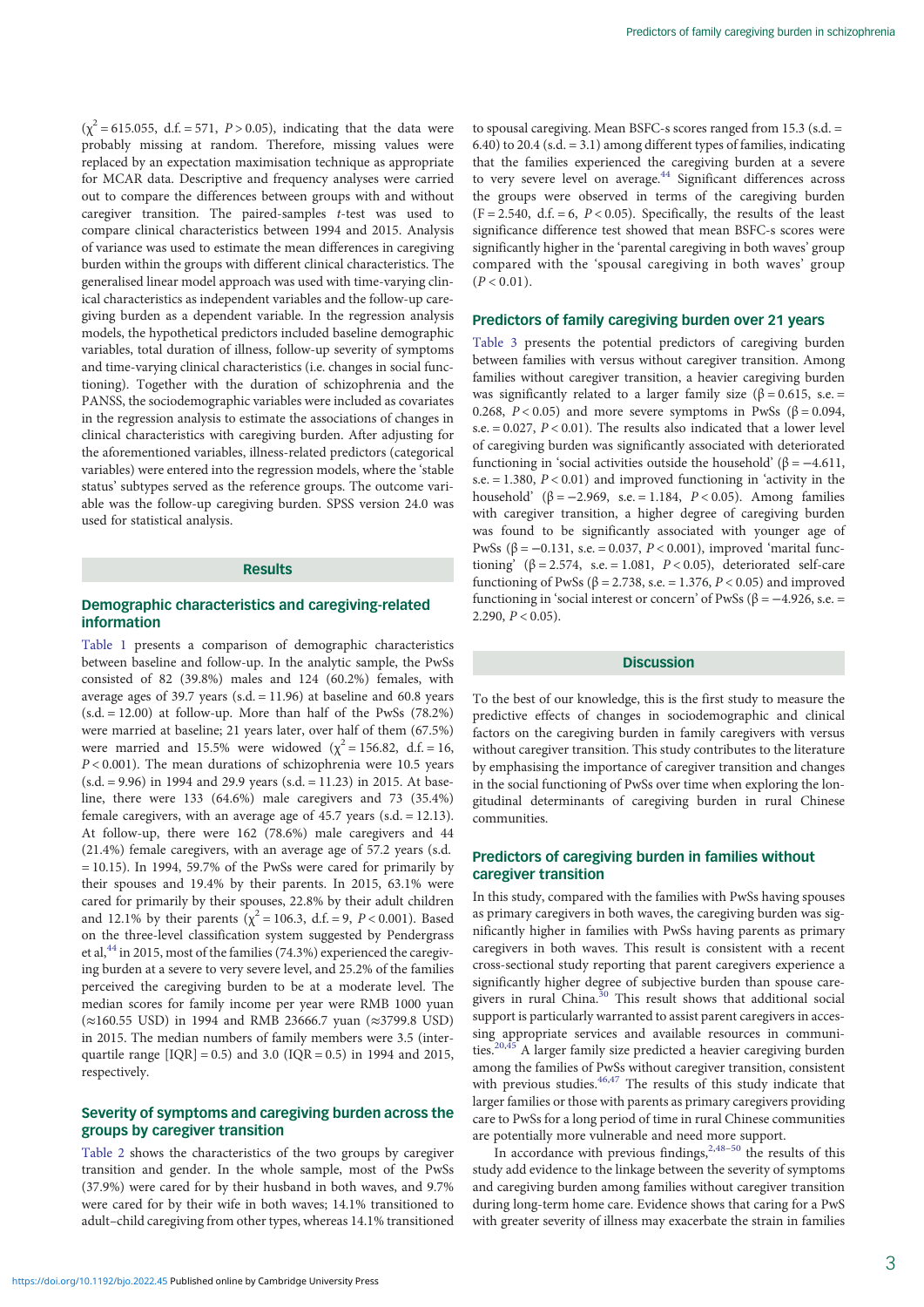($\chi^2$ = 615.055, d.f. = 571, $P > 0.05$), indicating that the data were probably missing at random. Therefore, missing values were replaced by an expectation maximisation technique as appropriate for MCAR data. Descriptive and frequency analyses were carried out to compare the differences between groups with and without caregiver transition. The paired-samples $t$-test was used to compare clinical characteristics between 1994 and 2015. Analysis of variance was used to estimate the mean differences in caregiving burden within the groups with different clinical characteristics. The generalised linear model approach was used with time-varying clinical characteristics as independent variables and the follow-up caregiving burden as a dependent variable. In the regression analysis models, the hypothetical predictors included baseline demographic variables, total duration of illness, follow-up severity of symptoms and time-varying clinical characteristics (i.e. changes in social functioning). Together with the duration of schizophrenia and the PANSS, the sociodemographic variables were included as covariates in the regression analysis to estimate the associations of changes in clinical characteristics with caregiving burden. After adjusting for the aforementioned variables, illness-related predictors (categorical variables) were entered into the regression models, where the 'stable status' subtypes served as the reference groups. The outcome variable was the follow-up caregiving burden. SPSS version 24.0 was used for statistical analysis.

## Results

### Demographic characteristics and caregiving-related information

Table 1 presents a comparison of demographic characteristics between baseline and follow-up. In the analytic sample, the PwSs consisted of 82 (39.8%) males and 124 (60.2%) females, with average ages of 39.7 years (s.d. = 11.96) at baseline and 60.8 years (s.d. = 12.00) at follow-up. More than half of the PwSs (78.2%) were married at baseline; 21 years later, over half of them (67.5%) were married and 15.5% were widowed ($\chi^2$ = 156.82, d.f. = 16, $P < 0.001$). The mean durations of schizophrenia were 10.5 years (s.d. = 9.96) in 1994 and 29.9 years (s.d. = 11.23) in 2015. At baseline, there were 133 (64.6%) male caregivers and 73 (35.4%) female caregivers, with an average age of 45.7 years (s.d. = 12.13). At follow-up, there were 162 (78.6%) male caregivers and 44 (21.4%) female caregivers, with an average age of 57.2 years (s.d. = 10.15). In 1994, 59.7% of the PwSs were cared for primarily by their spouses and 19.4% by their parents. In 2015, 63.1% were cared for primarily by their spouses, 22.8% by their adult children and 12.1% by their parents ($\chi^2$ = 106.3, d.f. = 9, $P < 0.001$). Based on the three-level classification system suggested by Pendergrass et al,[44] in 2015, most of the families (74.3%) experienced the caregiving burden at a severe to very severe level, and 25.2% of the families perceived the caregiving burden to be at a moderate level. The median incomes for family income per year were RMB 1000 yuan (≈160.55 USD) in 1994 and RMB 23666.7 yuan (≈3799.8 USD) in 2015. The median numbers of family members were 3.5 (interquartile range [IQR] = 0.5) and 3.0 (IQR = 0.5) in 1994 and 2015, respectively.

### Severity of symptoms and caregiving burden across the groups by caregiver transition

Table 2 shows the characteristics of the two groups by caregiver transition and gender. In the whole sample, most of the PwSs (37.9%) were cared for by their husband in both waves, and 9.7% were cared for by their wife in both waves; 14.1% transitioned to adult–child caregiving from other types, whereas 14.1% transitioned to spousal caregiving. Mean BSFC-s scores ranged from 15.3 (s.d. = 6.40) to 20.4 (s.d. = 3.1) among different types of families, indicating that the families experienced the caregiving burden at a severe to very severe level on average.[44] Significant differences across the groups were observed in terms of the caregiving burden (F = 2.540, d.f. = 6, $P < 0.05$). Specifically, the results of the least significance difference test showed that mean BSFC-s scores were significantly higher in the 'parental caregiving in both waves' group compared with the 'spousal caregiving in both waves' group ($P < 0.01$).

### Predictors of family caregiving burden over 21 years

Table 3 presents the potential predictors of caregiving burden between families with versus without caregiver transition. Among families without caregiver transition, a heavier caregiving burden was significantly related to a larger family size (β = 0.615, s.e. = 0.268, $P < 0.05$) and more severe symptoms in PwSs (β = 0.094, s.e. = 0.027, $P < 0.01$). The results also indicated that a lower level of caregiving burden was significantly associated with deteriorated functioning in 'social activities outside the household' (β = −4.611, s.e. = 1.380, $P < 0.01$) and improved functioning in 'activity in the household' (β = −2.969, s.e. = 1.184, $P < 0.05$). Among families with caregiver transition, a higher degree of caregiving burden was found to be significantly associated with younger age of PwSs (β = −0.131, s.e. = 0.037, $P < 0.001$), improved 'marital functioning' (β = 2.574, s.e. = 1.081, $P < 0.05$), deteriorated self-care functioning of PwSs (β = 2.738, s.e. = 1.376, $P < 0.05$) and improved functioning in 'social interest or concern' of PwSs (β = −4.926, s.e. = 2.290, $P < 0.05$).

## Discussion

To the best of our knowledge, this is the first study to measure the predictive effects of changes in sociodemographic and clinical factors on the caregiving burden in family caregivers with versus without caregiver transition. This study contributes to the literature by emphasising the importance of caregiver transition and changes in the social functioning of PwSs over time when exploring the longitudinal determinants of caregiving burden in rural Chinese communities.

### Predictors of caregiving burden in families without caregiver transition

In this study, compared with the families with PwSs having spouses as primary caregivers in both waves, the caregiving burden was significantly higher in families with PwSs having parents as primary caregivers in both waves. This result is consistent with a recent cross-sectional study reporting that parent caregivers experience a significantly higher degree of subjective burden than spouse caregivers in rural China.[30] This result shows that additional social support is particularly warranted to assist parent caregivers in accessing appropriate services and available resources in communities.[20,45] A larger family size predicted a heavier caregiving burden among the families of PwSs without caregiver transition, consistent with previous studies.[46,47] The results of this study indicate that larger families or those with parents as primary caregivers providing care to PwSs for a long period of time in rural Chinese communities are potentially more vulnerable and need more support.

In accordance with previous findings,[2,48–50] the results of this study add evidence to the linkage between the severity of symptoms and caregiving burden among families without caregiver transition during long-term home care. Evidence shows that caring for a PwS with greater severity of illness may exacerbate the strain in families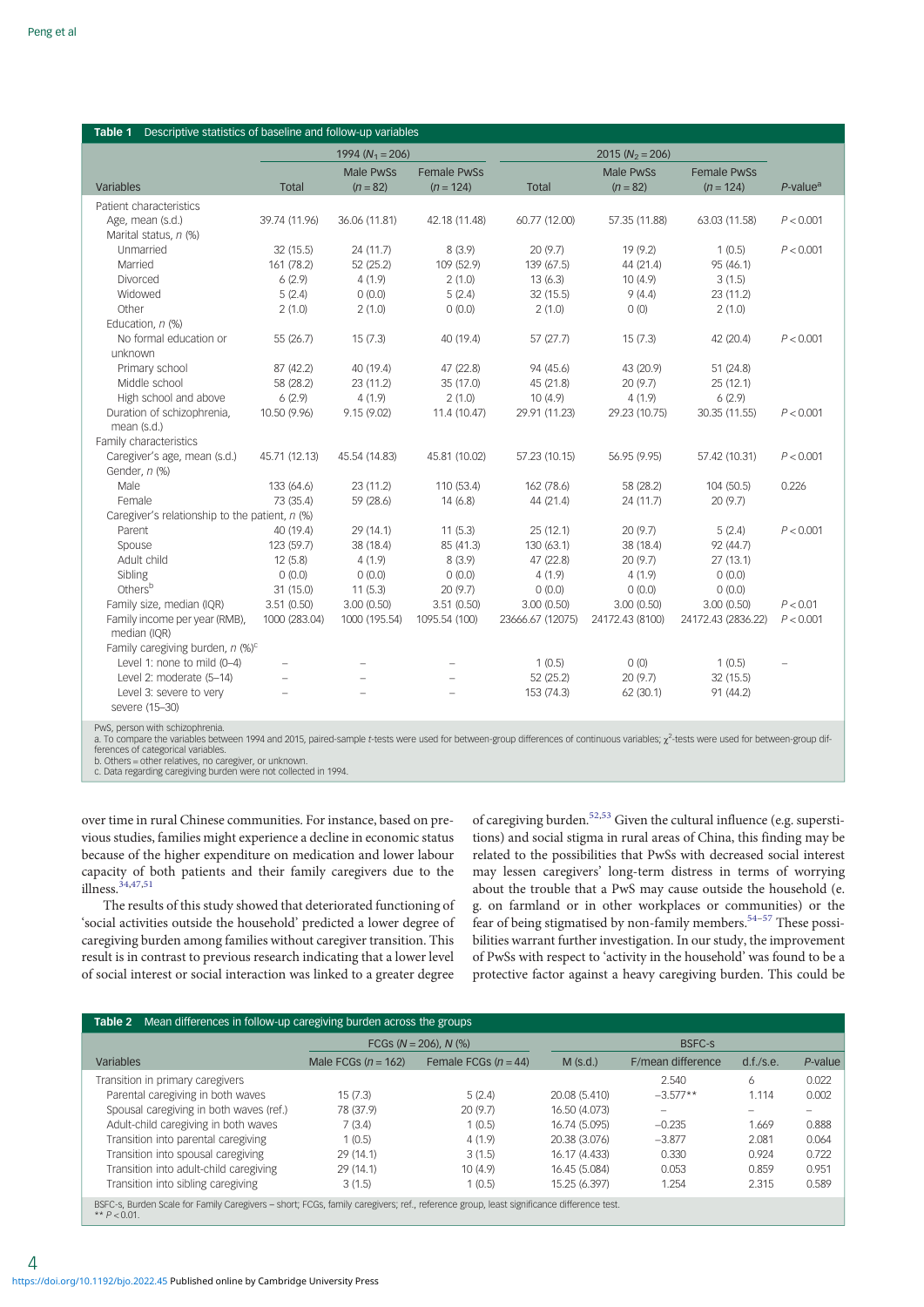**Table 1** Descriptive statistics of baseline and follow-up variables

| Variables | 1994 ($N_1 = 206$) Total | Male PwSs ($n = 82$) | Female PwSs ($n = 124$) | 2015 ($N_2 = 206$) Total | Male PwSs ($n = 82$) | Female PwSs ($n = 124$) | *P*-value[a] |
|---|---|---|---|---|---|---|---|
| Patient characteristics | | | | | | | |
| Age, mean (s.d.) | 39.74 (11.96) | 36.06 (11.81) | 42.18 (11.48) | 60.77 (12.00) | 57.35 (11.88) | 63.03 (11.58) | $P < 0.001$ |
| Marital status, *n* (%) | | | | | | | |
| Unmarried | 32 (15.5) | 24 (11.7) | 8 (3.9) | 20 (9.7) | 19 (9.2) | 1 (0.5) | $P < 0.001$ |
| Married | 161 (78.2) | 52 (25.2) | 109 (52.9) | 139 (67.5) | 44 (21.4) | 95 (46.1) | |
| Divorced | 6 (2.9) | 4 (1.9) | 2 (1.0) | 13 (6.3) | 10 (4.9) | 3 (1.5) | |
| Widowed | 5 (2.4) | 0 (0.0) | 5 (2.4) | 32 (15.5) | 9 (4.4) | 23 (11.2) | |
| Other | 2 (1.0) | 2 (1.0) | 0 (0.0) | 2 (1.0) | 0 (0) | 2 (1.0) | |
| Education, *n* (%) | | | | | | | |
| No formal education or unknown | 55 (26.7) | 15 (7.3) | 40 (19.4) | 57 (27.7) | 15 (7.3) | 42 (20.4) | $P < 0.001$ |
| Primary school | 87 (42.2) | 40 (19.4) | 47 (22.8) | 94 (45.6) | 43 (20.9) | 51 (24.8) | |
| Middle school | 58 (28.2) | 23 (11.2) | 35 (17.0) | 45 (21.8) | 20 (9.7) | 25 (12.1) | |
| High school and above | 6 (2.9) | 4 (1.9) | 2 (1.0) | 10 (4.9) | 4 (1.9) | 6 (2.9) | |
| Duration of schizophrenia, mean (s.d.) | 10.50 (9.96) | 9.15 (9.02) | 11.4 (10.47) | 29.91 (11.23) | 29.23 (10.75) | 30.35 (11.55) | $P < 0.001$ |
| Family characteristics | | | | | | | |
| Caregiver's age, mean (s.d.) | 45.71 (12.13) | 45.54 (14.83) | 45.81 (10.02) | 57.23 (10.15) | 56.95 (9.95) | 57.42 (10.31) | $P < 0.001$ |
| Gender, *n* (%) | | | | | | | |
| Male | 133 (64.6) | 23 (11.2) | 110 (53.4) | 162 (78.6) | 58 (28.2) | 104 (50.5) | 0.226 |
| Female | 73 (35.4) | 59 (28.6) | 14 (6.8) | 44 (21.4) | 24 (11.7) | 20 (9.7) | |
| Caregiver's relationship to the patient, *n* (%) | | | | | | | |
| Parent | 40 (19.4) | 29 (14.1) | 11 (5.3) | 25 (12.1) | 20 (9.7) | 5 (2.4) | $P < 0.001$ |
| Spouse | 123 (59.7) | 38 (18.4) | 85 (41.3) | 130 (63.1) | 38 (18.4) | 92 (44.7) | |
| Adult child | 12 (5.8) | 4 (1.9) | 8 (3.9) | 47 (22.8) | 20 (9.7) | 27 (13.1) | |
| Sibling | 0 (0.0) | 0 (0.0) | 0 (0.0) | 4 (1.9) | 4 (1.9) | 0 (0.0) | |
| Others[b] | 31 (15.0) | 11 (5.3) | 20 (9.7) | 0 (0.0) | 0 (0.0) | 0 (0.0) | |
| Family size, median (IQR) | 3.51 (0.50) | 3.00 (0.50) | 3.51 (0.50) | 3.00 (0.50) | 3.00 (0.50) | 3.00 (0.50) | $P < 0.01$ |
| Family income per year (RMB), median (IQR) | 1000 (283.04) | 1000 (195.54) | 1095.54 (100) | 23666.67 (12075) | 24172.43 (8100) | 24172.43 (2836.22) | $P < 0.001$ |
| Family caregiving burden, *n* (%)[c] | | | | | | | |
| Level 1: none to mild (0–4) | – | – | – | 1 (0.5) | 0 (0) | 1 (0.5) | – |
| Level 2: moderate (5–14) | – | – | – | 52 (25.2) | 20 (9.7) | 32 (15.5) | |
| Level 3: severe to very severe (15–30) | – | – | – | 153 (74.3) | 62 (30.1) | 91 (44.2) | |

PwS, person with schizophrenia.
a. To compare the variables between 1994 and 2015, paired-sample *t*-tests were used for between-group differences of continuous variables; $\chi^2$-tests were used for between-group differences of categorical variables.
b. Others = other relatives, no caregiver, or unknown.
c. Data regarding caregiving burden were not collected in 1994.

over time in rural Chinese communities. For instance, based on previous studies, families might experience a decline in economic status because of the higher expenditure on medication and lower labour capacity of both patients and their family caregivers due to the illness.[34,47,51]

The results of this study showed that deteriorated functioning of 'social activities outside the household' predicted a lower degree of caregiving burden among families without caregiver transition. This result is in contrast to previous research indicating that a lower level of social interest or social interaction was linked to a greater degree of caregiving burden.[52,53] Given the cultural influence (e.g. superstitions) and social stigma in rural areas of China, this finding may be related to the possibilities that PwSs with decreased social interest may lessen caregivers' long-term distress in terms of worrying about the trouble that a PwS may cause outside the household (e.g. on farmland or in other workplaces or communities) or the fear of being stigmatised by non-family members.[54–57] These possibilities warrant further investigation. In our study, the improvement of PwSs with respect to 'activity in the household' was found to be a protective factor against a heavy caregiving burden. This could be

**Table 2** Mean differences in follow-up caregiving burden across the groups

| Variables | FCGs ($N = 206$), *N* (%) Male FCGs ($n = 162$) | Female FCGs ($n = 44$) | BSFC-s M (s.d.) | F/mean difference | d.f./s.e. | *P*-value |
|---|---|---|---|---|---|---|
| Transition in primary caregivers | | | | 2.540 | 6 | 0.022 |
| Parental caregiving in both waves | 15 (7.3) | 5 (2.4) | 20.08 (5.410) | −3.577** | 1.114 | 0.002 |
| Spousal caregiving in both waves (ref.) | 78 (37.9) | 20 (9.7) | 16.50 (4.073) | – | – | – |
| Adult-child caregiving in both waves | 7 (3.4) | 1 (0.5) | 16.74 (5.095) | −0.235 | 1.669 | 0.888 |
| Transition into parental caregiving | 1 (0.5) | 4 (1.9) | 20.38 (3.076) | −3.877 | 2.081 | 0.064 |
| Transition into spousal caregiving | 29 (14.1) | 3 (1.5) | 16.17 (4.433) | 0.330 | 0.924 | 0.722 |
| Transition into adult-child caregiving | 29 (14.1) | 10 (4.9) | 16.45 (5.084) | 0.053 | 0.859 | 0.951 |
| Transition into sibling caregiving | 3 (1.5) | 1 (0.5) | 15.25 (6.397) | 1.254 | 2.315 | 0.589 |

BSFC-s, Burden Scale for Family Caregivers – short; FCGs, family caregivers; ref., reference group, least significance difference test.
** $P < 0.01$.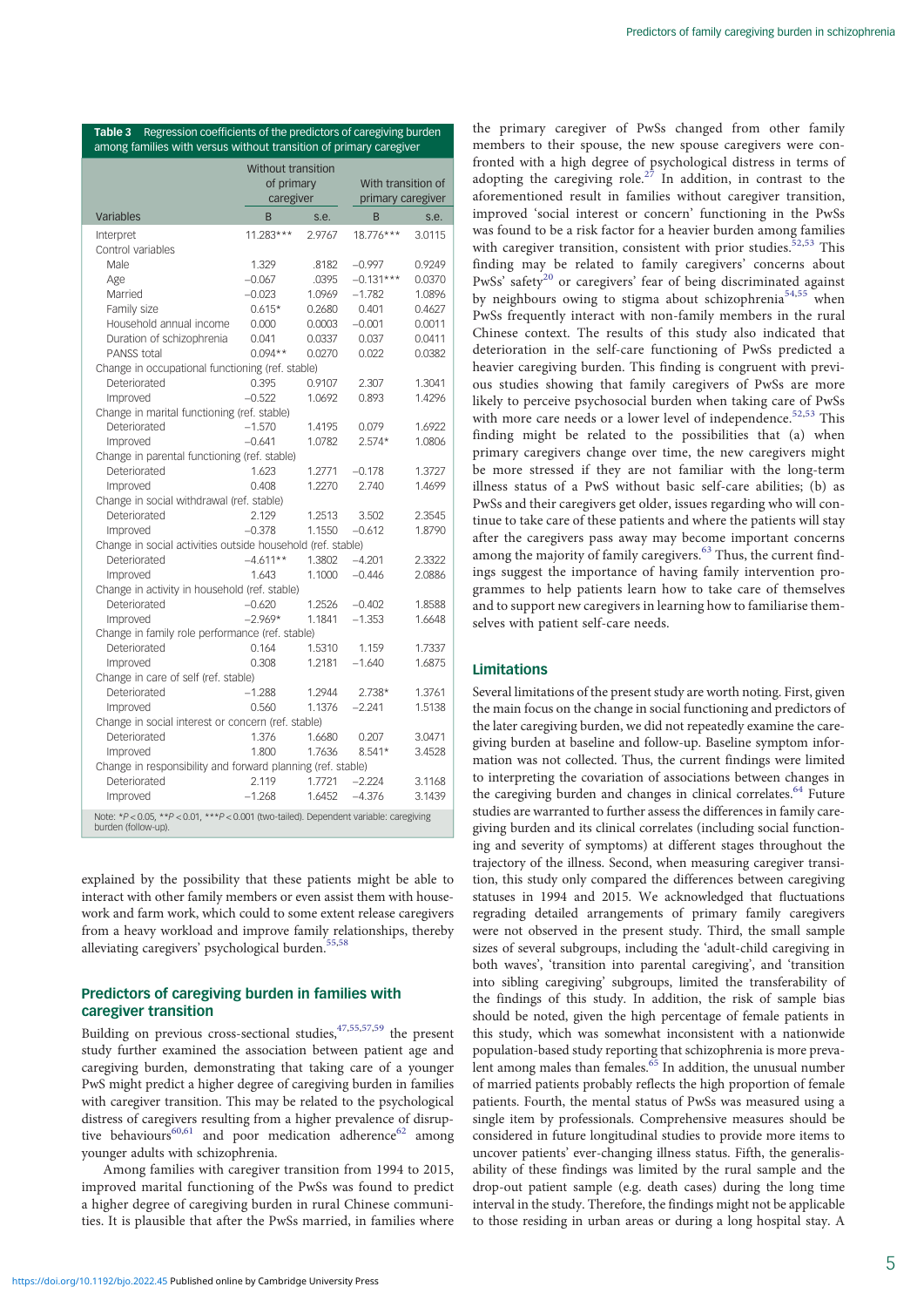**Table 3** Regression coefficients of the predictors of caregiving burden among families with versus without transition of primary caregiver

| Variables | Without transition of primary caregiver | | With transition of primary caregiver | |
|---|---|---|---|---|
| | B | s.e. | B | s.e. |
| Interpret | 11.283*** | 2.9767 | 18.776*** | 3.0115 |
| Control variables | | | | |
| Male | 1.329 | .8182 | −0.997 | 0.9249 |
| Age | −0.067 | .0395 | −0.131*** | 0.0370 |
| Married | −0.023 | 1.0969 | −1.782 | 1.0896 |
| Family size | 0.615* | 0.2680 | 0.401 | 0.4627 |
| Household annual income | 0.000 | 0.0003 | −0.001 | 0.0011 |
| Duration of schizophrenia | 0.041 | 0.0337 | 0.037 | 0.0411 |
| PANSS total | 0.094** | 0.0270 | 0.022 | 0.0382 |
| Change in occupational functioning (ref. stable) | | | | |
| Deteriorated | 0.395 | 0.9107 | 2.307 | 1.3041 |
| Improved | −0.522 | 1.0692 | 0.893 | 1.4296 |
| Change in marital functioning (ref. stable) | | | | |
| Deteriorated | −1.570 | 1.4195 | 0.079 | 1.6922 |
| Improved | −0.641 | 1.0782 | 2.574* | 1.0806 |
| Change in parental functioning (ref. stable) | | | | |
| Deteriorated | 1.623 | 1.2771 | −0.178 | 1.3727 |
| Improved | 0.408 | 1.2270 | 2.740 | 1.4699 |
| Change in social withdrawal (ref. stable) | | | | |
| Deteriorated | 2.129 | 1.2513 | 3.502 | 2.3545 |
| Improved | −0.378 | 1.1550 | −0.612 | 1.8790 |
| Change in social activities outside household (ref. stable) | | | | |
| Deteriorated | −4.611** | 1.3802 | −4.201 | 2.3322 |
| Improved | 1.643 | 1.1000 | −0.446 | 2.0886 |
| Change in activity in household (ref. stable) | | | | |
| Deteriorated | −0.620 | 1.2526 | −0.402 | 1.8588 |
| Improved | −2.969* | 1.1841 | −1.353 | 1.6648 |
| Change in family role performance (ref. stable) | | | | |
| Deteriorated | 0.164 | 1.5310 | 1.159 | 1.7337 |
| Improved | 0.308 | 1.2181 | −1.640 | 1.6875 |
| Change in care of self (ref. stable) | | | | |
| Deteriorated | −1.288 | 1.2944 | 2.738* | 1.3761 |
| Improved | 0.560 | 1.1376 | −2.241 | 1.5138 |
| Change in social interest or concern (ref. stable) | | | | |
| Deteriorated | 1.376 | 1.6680 | 0.207 | 3.0471 |
| Improved | 1.800 | 1.7636 | 8.541* | 3.4528 |
| Change in responsibility and forward planning (ref. stable) | | | | |
| Deteriorated | 2.119 | 1.7721 | −2.224 | 3.1168 |
| Improved | −1.268 | 1.6452 | −4.376 | 3.1439 |

Note: $^{*}P < 0.05$, $^{**}P < 0.01$, $^{***}P < 0.001$ (two-tailed). Dependent variable: caregiving burden (follow-up).

explained by the possibility that these patients might be able to interact with other family members or even assist them with housework and farm work, which could to some extent release caregivers from a heavy workload and improve family relationships, thereby alleviating caregivers' psychological burden.[55,58]

## Predictors of caregiving burden in families with caregiver transition

Building on previous cross-sectional studies,[47,55,57,59] the present study further examined the association between patient age and caregiving burden, demonstrating that taking care of a younger PwS might predict a higher degree of caregiving burden in families with caregiver transition. This may be related to the psychological distress of caregivers resulting from a higher prevalence of disruptive behaviours[60,61] and poor medication adherence[62] among younger adults with schizophrenia.

Among families with caregiver transition from 1994 to 2015, improved marital functioning of the PwSs was found to predict a higher degree of caregiving burden in rural Chinese communities. It is plausible that after the PwSs married, in families where the primary caregiver of PwSs changed from other family members to their spouse, the new spouse caregivers were confronted with a high degree of psychological distress in terms of adopting the caregiving role.[27] In addition, in contrast to the aforementioned result in families without caregiver transition, improved 'social interest or concern' functioning in the PwSs was found to be a risk factor for a heavier burden among families with caregiver transition, consistent with prior studies.[52,53] This finding may be related to family caregivers' concerns about PwSs' safety[20] or caregivers' fear of being discriminated against by neighbours owing to stigma about schizophrenia[54,55] when PwSs frequently interact with non-family members in the rural Chinese context. The results of this study also indicated that deterioration in the self-care functioning of PwSs predicted a heavier caregiving burden. This finding is congruent with previous studies showing that family caregivers of PwSs are more likely to perceive psychosocial burden when taking care of PwSs with more care needs or a lower level of independence.[52,53] This finding might be related to the possibilities that (a) when primary caregivers change over time, the new caregivers might be more stressed if they are not familiar with the long-term illness status of a PwS without basic self-care abilities; (b) as PwSs and their caregivers get older, issues regarding who will continue to take care of these patients and where the patients will stay after the caregivers pass away may become important concerns among the majority of family caregivers.[63] Thus, the current findings suggest the importance of having family intervention programmes to help patients learn how to take care of themselves and to support new caregivers in learning how to familiarise themselves with patient self-care needs.

## Limitations

Several limitations of the present study are worth noting. First, given the main focus on the change in social functioning and predictors of the later caregiving burden, we did not repeatedly examine the caregiving burden at baseline and follow-up. Baseline symptom information was not collected. Thus, the current findings were limited to interpreting the covariation of associations between changes in the caregiving burden and changes in clinical correlates.[64] Future studies are warranted to further assess the differences in family caregiving burden and its clinical correlates (including social functioning and severity of symptoms) at different stages throughout the trajectory of the illness. Second, when measuring caregiver transition, this study only compared the differences between caregiving statuses in 1994 and 2015. We acknowledged that fluctuations regarding detailed arrangements of primary family caregivers were not observed in the present study. Third, the small sample sizes of several subgroups, including the 'adult-child caregiving in both waves', 'transition into parental caregiving', and 'transition into sibling caregiving' subgroups, limited the transferability of the findings of this study. In addition, the risk of sample bias should be noted, given the high percentage of female patients in this study, which was somewhat inconsistent with a nationwide population-based study reporting that schizophrenia is more prevalent among males than females.[65] In addition, the unusual number of married patients probably reflects the high proportion of female patients. Fourth, the mental status of PwSs was measured using a single item by professionals. Comprehensive measures should be considered in future longitudinal studies to provide more items to uncover patients' ever-changing illness status. Fifth, the generalisability of these findings was limited by the rural sample and the drop-out patient sample (e.g. death cases) during the long time interval in the study. Therefore, the findings might not be applicable to those residing in urban areas or during a long hospital stay. A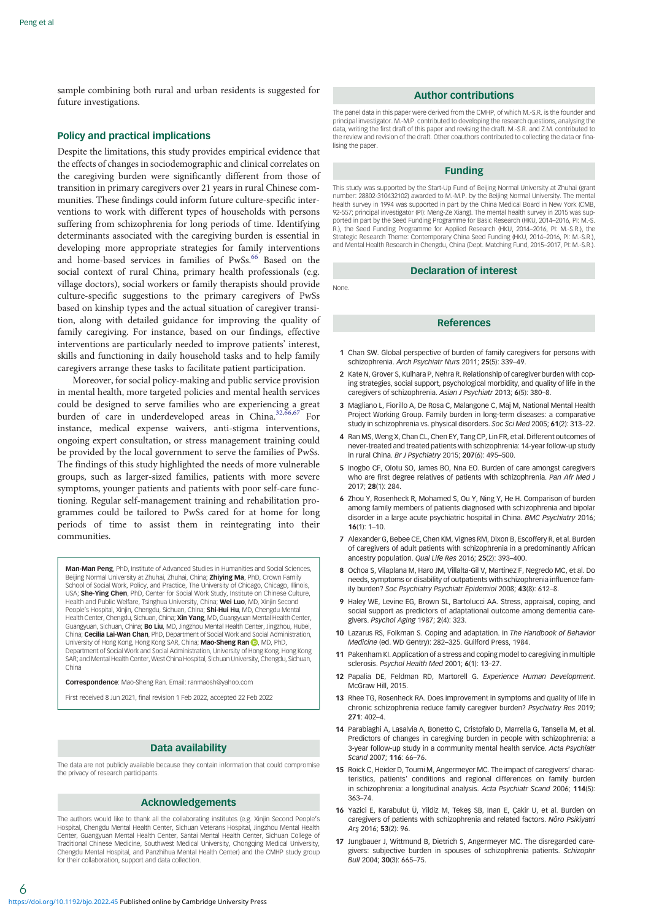sample combining both rural and urban residents is suggested for future investigations.

## Policy and practical implications

Despite the limitations, this study provides empirical evidence that the effects of changes in sociodemographic and clinical correlates on the caregiving burden were significantly different from those of transition in primary caregivers over 21 years in rural Chinese communities. These findings could inform future culture-specific interventions to work with different types of households with persons suffering from schizophrenia for long periods of time. Identifying determinants associated with the caregiving burden is essential in developing more appropriate strategies for family interventions and home-based services in families of PwSs.[66] Based on the social context of rural China, primary health professionals (e.g. village doctors), social workers or family therapists should provide culture-specific suggestions to the primary caregivers of PwSs based on kinship types and the actual situation of caregiver transition, along with detailed guidance for improving the quality of family caregiving. For instance, based on our findings, effective interventions are particularly needed to improve patients' interest, skills and functioning in daily household tasks and to help family caregivers arrange these tasks to facilitate patient participation.

Moreover, for social policy-making and public service provision in mental health, more targeted policies and mental health services could be designed to serve families who are experiencing a great burden of care in underdeveloped areas in China.[32,66,67] For instance, medical expense waivers, anti-stigma interventions, ongoing expert consultation, or stress management training could be provided by the local government to serve the families of PwSs. The findings of this study highlighted the needs of more vulnerable groups, such as larger-sized families, patients with more severe symptoms, younger patients and patients with poor self-care functioning. Regular self-management training and rehabilitation programmes could be tailored to PwSs cared for at home for long periods of time to assist them in reintegrating into their communities.

**Man-Man Peng**, PhD, Institute of Advanced Studies in Humanities and Social Sciences, Beijing Normal University at Zhuhai, Zhuhai, China; **Zhiying Ma**, PhD, Crown Family School of Social Work, Policy, and Practice, The University of Chicago, Chicago, Illinois, USA; **She-Ying Chen**, PhD, Center for Social Work Study, Institute on Chinese Culture, Health and Public Welfare, Tsinghua University, China; **Wei Luo**, MD, Xinjin Second People's Hospital, Xinjin, Chengdu, Sichuan, China; **Shi-Hui Hu**, MD, Chengdu Mental Health Center, Chengdu, Sichuan, China; **Xin Yang**, MD, Guangyuan Mental Health Center, Guangyuan, Sichuan, China; **Bo Liu**, MD, Jingzhou Mental Health Center, Jingzhou, Hubei, China; **Cecilia Lai-Wan Chan**, PhD, Department of Social Work and Social Administration, University of Hong Kong, Hong Kong SAR, China; **Mao-Sheng Ran**, MD, PhD, Department of Social Work and Social Administration, University of Hong Kong, Hong Kong SAR; and Mental Health Center, West China Hospital, Sichuan University, Chengdu, Sichuan, China

**Correspondence**: Mao-Sheng Ran. Email: ranmaosh@yahoo.com

First received 8 Jun 2021, final revision 1 Feb 2022, accepted 22 Feb 2022

## Data availability

The data are not publicly available because they contain information that could compromise the privacy of research participants.

## Acknowledgements

The authors would like to thank all the collaborating institutes (e.g. Xinjin Second People's Hospital, Chengdu Mental Health Center, Sichuan Veterans Hospital, Jingzhou Mental Health Center, Guangyuan Mental Health Center, Santai Mental Health Center, Sichuan College of Traditional Chinese Medicine, Southwest Medical University, Chongqing Medical University, Chengdu Mental Hospital, and Panzhihua Mental Health Center) and the CMHP study group for their collaboration, support and data collection.

## Author contributions

The panel data in this paper were derived from the CMHP, of which M.-S.R. is the founder and principal investigator. M.-M.P. contributed to developing the research questions, analysing the data, writing the first draft of this paper and revising the draft. M.-S.R. and Z.M. contributed to the review and revision of the draft. Other coauthors contributed to collecting the data or finalising the paper.

## Funding

This study was supported by the Start-Up Fund of Beijing Normal University at Zhuhai (grant number: 28802-310432102) awarded to M.-M.P. by the Beijing Normal University. The mental health survey in 1994 was supported in part by the China Medical Board in New York (CMB, 92-557; principal investigator (PI): Meng-Ze Xiang). The mental health survey in 2015 was supported in part by the Seed Funding Programme for Basic Research (HKU, 2014–2016, PI: M.-S.R.), the Seed Funding Programme for Applied Research (HKU, 2014–2016, PI: M.-S.R.), the Strategic Research Theme: Contemporary China Seed Funding (HKU, 2014–2016, PI: M.-S.R.), and Mental Health Research in Chengdu, China (Dept. Matching Fund, 2015–2017, PI: M.-S.R.).

## Declaration of interest

None.

## References

1. Chan SW. Global perspective of burden of family caregivers for persons with schizophrenia. *Arch Psychiatr Nurs* 2011; **25**(5): 339–49.
2. Kate N, Grover S, Kulhara P, Nehra R. Relationship of caregiver burden with coping strategies, social support, psychological morbidity, and quality of life in the caregivers of schizophrenia. *Asian J Psychiatr* 2013; **6**(5): 380–8.
3. Magliano L, Fiorillo A, De Rosa C, Malangone C, Maj M, National Mental Health Project Working Group. Family burden in long-term diseases: a comparative study in schizophrenia vs. physical disorders. *Soc Sci Med* 2005; **61**(2): 313–22.
4. Ran MS, Weng X, Chan CL, Chen EY, Tang CP, Lin FR, et al. Different outcomes of never-treated and treated patients with schizophrenia: 14-year follow-up study in rural China. *Br J Psychiatry* 2015; **207**(6): 495–500.
5. Inogbo CF, Olotu SO, James BO, Nna EO. Burden of care amongst caregivers who are first degree relatives of patients with schizophrenia. *Pan Afr Med J* 2017; **28**(1): 284.
6. Zhou Y, Rosenheck R, Mohamed S, Ou Y, Ning Y, He H. Comparison of burden among family members of patients diagnosed with schizophrenia and bipolar disorder in a large acute psychiatric hospital in China. *BMC Psychiatry* 2016; **16**(1): 1–10.
7. Alexander G, Bebee CE, Chen KM, Vignes RM, Dixon B, Escoffery R, et al. Burden of caregivers of adult patients with schizophrenia in a predominantly African ancestry population. *Qual Life Res* 2016; **25**(2): 393–400.
8. Ochoa S, Vilaplana M, Haro JM, Villalta-Gil V, Martínez F, Negredo MC, et al. Do needs, symptoms or disability of outpatients with schizophrenia influence family burden? *Soc Psychiatry Psychiatr Epidemiol* 2008; **43**(8): 612–8.
9. Haley WE, Levine EG, Brown SL, Bartolucci AA. Stress, appraisal, coping, and social support as predictors of adaptational outcome among dementia caregivers. *Psychol Aging* 1987; **2**(4): 323.
10. Lazarus RS, Folkman S. Coping and adaptation. In *The Handbook of Behavior Medicine* (ed. WD Gentry): 282–325. Guilford Press, 1984.
11. Pakenham KI. Application of a stress and coping model to caregiving in multiple sclerosis. *Psychol Health Med* 2001; **6**(1): 13–27.
12. Papalia DE, Feldman RD, Martorell G. *Experience Human Development*. McGraw Hill, 2015.
13. Rhee TG, Rosenheck RA. Does improvement in symptoms and quality of life in chronic schizophrenia reduce family caregiver burden? *Psychiatry Res* 2019; **271**: 402–4.
14. Parabiaghi A, Lasalvia A, Bonetto C, Cristofalo D, Marrella G, Tansella M, et al. Predictors of changes in caregiving burden in people with schizophrenia: a 3-year follow-up study in a community mental health service. *Acta Psychiatr Scand* 2007; **116**: 66–76.
15. Roick C, Heider D, Toumi M, Angermeyer MC. The impact of caregivers' characteristics, patients' conditions and regional differences on family burden in schizophrenia: a longitudinal analysis. *Acta Psychiatr Scand* 2006; **114**(5): 363–74.
16. Yazici E, Karabulut Ü, Yildiz M, Tekeş SB, Inan E, Çakir U, et al. Burden on caregivers of patients with schizophrenia and related factors. *Nöro Psikiyatri Arş* 2016; **53**(2): 96.
17. Jungbauer J, Wittmund B, Dietrich S, Angermeyer MC. The disregarded caregivers: subjective burden in spouses of schizophrenia patients. *Schizophr Bull* 2004; **30**(3): 665–75.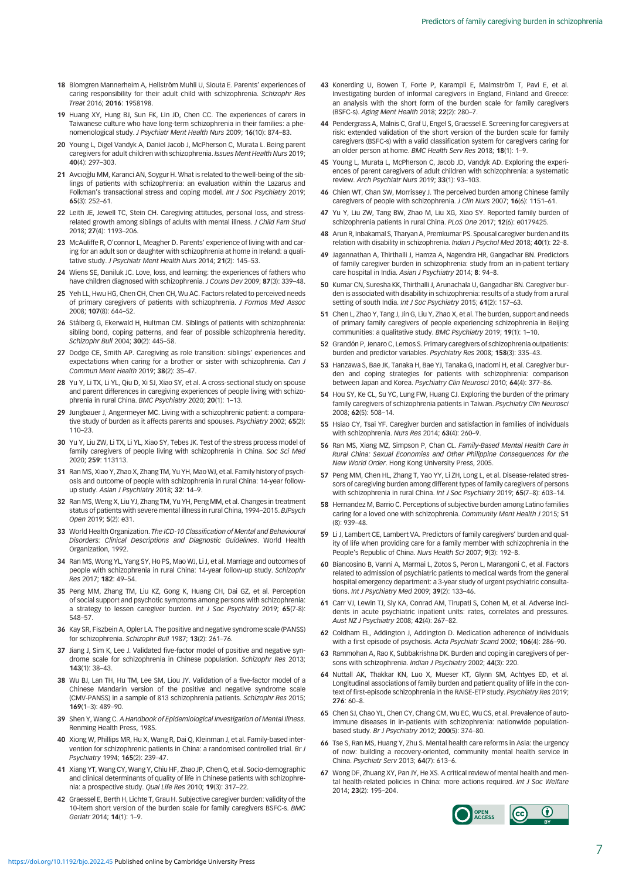18 Blomgren Mannerheim A, Hellström Muhli U, Siouta E. Parents' experiences of caring responsibility for their adult child with schizophrenia. *Schizophr Res Treat* 2016; **2016**: 1958198.

19 Huang XY, Hung BJ, Sun FK, Lin JD, Chen CC. The experiences of carers in Taiwanese culture who have long-term schizophrenia in their families: a phenomenological study. *J Psychiatr Ment Health Nurs* 2009; **16**(10): 874–83.

20 Young L, Digel Vandyk A, Daniel Jacob J, McPherson C, Murata L. Being parent caregivers for adult children with schizophrenia. *Issues Ment Health Nurs* 2019; **40**(4): 297–303.

21 Avcıoğlu MM, Karanci AN, Soygur H. What is related to the well-being of the siblings of patients with schizophrenia: an evaluation within the Lazarus and Folkman's transactional stress and coping model. *Int J Soc Psychiatry* 2019; **65**(3): 252–61.

22 Leith JE, Jewell TC, Stein CH. Caregiving attitudes, personal loss, and stress-related growth among siblings of adults with mental illness. *J Child Fam Stud* 2018; **27**(4): 1193–206.

23 McAuliffe R, O'connor L, Meagher D. Parents' experience of living with and caring for an adult son or daughter with schizophrenia at home in Ireland: a qualitative study. *J Psychiatr Ment Health Nurs* 2014; **21**(2): 145–53.

24 Wiens SE, Daniluk JC. Love, loss, and learning: the experiences of fathers who have children diagnosed with schizophrenia. *J Couns Dev* 2009; **87**(3): 339–48.

25 Yeh LL, Hwu HG, Chen CH, Chen CH, Wu AC. Factors related to perceived needs of primary caregivers of patients with schizophrenia. *J Formos Med Assoc* 2008; **107**(8): 644–52.

26 Stålberg G, Ekerwald H, Hultman CM. Siblings of patients with schizophrenia: sibling bond, coping patterns, and fear of possible schizophrenia heredity. *Schizophr Bull* 2004; **30**(2): 445–58.

27 Dodge CE, Smith AP. Caregiving as role transition: siblings' experiences and expectations when caring for a brother or sister with schizophrenia. *Can J Commun Ment Health* 2019; **38**(2): 35–47.

28 Yu Y, Li TX, Li YL, Qiu D, Xi SJ, Xiao SY, et al. A cross-sectional study on spouse and parent differences in caregiving experiences of people living with schizophrenia in rural China. *BMC Psychiatry* 2020; **20**(1): 1–13.

29 Jungbauer J, Angermeyer MC. Living with a schizophrenic patient: a comparative study of burden as it affects parents and spouses. *Psychiatry* 2002; **65**(2): 110–23.

30 Yu Y, Liu ZW, Li TX, Li YL, Xiao SY, Tebes JK. Test of the stress process model of family caregivers of people living with schizophrenia in China. *Soc Sci Med* 2020; **259**: 113113.

31 Ran MS, Xiao Y, Zhao X, Zhang TM, Yu YH, Mao WJ, et al. Family history of psychosis and outcome of people with schizophrenia in rural China: 14-year follow-up study. *Asian J Psychiatry* 2018; **32**: 14–9.

32 Ran MS, Weng X, Liu YJ, Zhang TM, Yu YH, Peng MM, et al. Changes in treatment status of patients with severe mental illness in rural China, 1994–2015. *BJPsych Open* 2019; **5**(2): e31.

33 World Health Organization. *The ICD-10 Classification of Mental and Behavioural Disorders: Clinical Descriptions and Diagnostic Guidelines*. World Health Organization, 1992.

34 Ran MS, Wong YL, Yang SY, Ho PS, Mao WJ, Li J, et al. Marriage and outcomes of people with schizophrenia in rural China: 14-year follow-up study. *Schizophr Res* 2017; **182**: 49–54.

35 Peng MM, Zhang TM, Liu KZ, Gong K, Huang CH, Dai GZ, et al. Perception of social support and psychotic symptoms among persons with schizophrenia: a strategy to lessen caregiver burden. *Int J Soc Psychiatry* 2019; **65**(7-8): 548–57.

36 Kay SR, Fiszbein A, Opler LA. The positive and negative syndrome scale (PANSS) for schizophrenia. *Schizophr Bull* 1987; **13**(2): 261–76.

37 Jiang J, Sim K, Lee J. Validated five-factor model of positive and negative syndrome scale for schizophrenia in Chinese population. *Schizophr Res* 2013; **143**(1): 38–43.

38 Wu BJ, Lan TH, Hu TM, Lee SM, Liou JY. Validation of a five-factor model of a Chinese Mandarin version of the positive and negative syndrome scale (CMV-PANSS) in a sample of 813 schizophrenia patients. *Schizophr Res* 2015; **169**(1–3): 489–90.

39 Shen Y, Wang C. *A Handbook of Epidemiological Investigation of Mental Illness*. Renming Health Press, 1985.

40 Xiong W, Phillips MR, Hu X, Wang R, Dai Q, Kleinman J, et al. Family-based intervention for schizophrenic patients in China: a randomised controlled trial. *Br J Psychiatry* 1994; **165**(2): 239–47.

41 Xiang YT, Wang CY, Wang Y, Chiu HF, Zhao JP, Chen Q, et al. Socio-demographic and clinical determinants of quality of life in Chinese patients with schizophrenia: a prospective study. *Qual Life Res* 2010; **19**(3): 317–22.

42 Graessel E, Berth H, Lichte T, Grau H. Subjective caregiver burden: validity of the 10-item short version of the burden scale for family caregivers BSFC-s. *BMC Geriatr* 2014; **14**(1): 1–9.

43 Konerding U, Bowen T, Forte P, Karampli E, Malmström T, Pavi E, et al. Investigating burden of informal caregivers in England, Finland and Greece: an analysis with the short form of the burden scale for family caregivers (BSFC-s). *Aging Ment Health* 2018; **22**(2): 280–7.

44 Pendergrass A, Malnis C, Graf U, Engel S, Graessel E. Screening for caregivers at risk: extended validation of the short version of the burden scale for family caregivers (BSFC-s) with a valid classification system for caregivers caring for an older person at home. *BMC Health Serv Res* 2018; **18**(1): 1–9.

45 Young L, Murata L, McPherson C, Jacob JD, Vandyk AD. Exploring the experiences of parent caregivers of adult children with schizophrenia: a systematic review. *Arch Psychiatr Nurs* 2019; **33**(1): 93–103.

46 Chien WT, Chan SW, Morrissey J. The perceived burden among Chinese family caregivers of people with schizophrenia. *J Clin Nurs* 2007; **16**(6): 1151–61.

47 Yu Y, Liu ZW, Tang BW, Zhao M, Liu XG, Xiao SY. Reported family burden of schizophrenia patients in rural China. *PLoS One* 2017; **12**(6): e0179425.

48 Arun R, Inbakamal S, Tharyan A, Premkumar PS. Spousal caregiver burden and its relation with disability in schizophrenia. *Indian J Psychol Med* 2018; **40**(1): 22–8.

49 Jagannathan A, Thirthalli J, Hamza A, Nagendra HR, Gangadhar BN. Predictors of family caregiver burden in schizophrenia: study from an in-patient tertiary care hospital in India. *Asian J Psychiatry* 2014; **8**: 94–8.

50 Kumar CN, Suresha KK, Thirthalli J, Arunachala U, Gangadhar BN. Caregiver burden is associated with disability in schizophrenia: results of a study from a rural setting of south India. *Int J Soc Psychiatry* 2015; **61**(2): 157–63.

51 Chen L, Zhao Y, Tang J, Jin G, Liu Y, Zhao X, et al. The burden, support and needs of primary family caregivers of people experiencing schizophrenia in Beijing communities: a qualitative study. *BMC Psychiatry* 2019; **19**(1): 1–10.

52 Grandón P, Jenaro C, Lemos S. Primary caregivers of schizophrenia outpatients: burden and predictor variables. *Psychiatry Res* 2008; **158**(3): 335–43.

53 Hanzawa S, Bae JK, Tanaka H, Bae YJ, Tanaka G, Inadomi H, et al. Caregiver burden and coping strategies for patients with schizophrenia: comparison between Japan and Korea. *Psychiatry Clin Neurosci* 2010; **64**(4): 377–86.

54 Hou SY, Ke CL, Su YC, Lung FW, Huang CJ. Exploring the burden of the primary family caregivers of schizophrenia patients in Taiwan. *Psychiatry Clin Neurosci* 2008; **62**(5): 508–14.

55 Hsiao CY, Tsai YF. Caregiver burden and satisfaction in families of individuals with schizophrenia. *Nurs Res* 2014; **63**(4): 260–9.

56 Ran MS, Xiang MZ, Simpson P, Chan CL. *Family-Based Mental Health Care in Rural China: Sexual Economies and Other Philippine Consequences for the New World Order*. Hong Kong University Press, 2005.

57 Peng MM, Chen HL, Zhang T, Yao YY, Li ZH, Long L, et al. Disease-related stressors of caregiving burden among different types of family caregivers of persons with schizophrenia in rural China. *Int J Soc Psychiatry* 2019; **65**(7–8): 603–14.

58 Hernandez M, Barrio C. Perceptions of subjective burden among Latino families caring for a loved one with schizophrenia. *Community Ment Health J* 2015; **51** (8): 939–48.

59 Li J, Lambert CE, Lambert VA. Predictors of family caregivers' burden and quality of life when providing care for a family member with schizophrenia in the People's Republic of China. *Nurs Health Sci* 2007; **9**(3): 192–8.

60 Biancosino B, Vanni A, Marmai L, Zotos S, Peron L, Marangoni C, et al. Factors related to admission of psychiatric patients to medical wards from the general hospital emergency department: a 3-year study of urgent psychiatric consultations. *Int J Psychiatry Med* 2009; **39**(2): 133–46.

61 Carr VJ, Lewin TJ, Sly KA, Conrad AM, Tirupati S, Cohen M, et al. Adverse incidents in acute psychiatric inpatient units: rates, correlates and pressures. *Aust NZ J Psychiatry* 2008; **42**(4): 267–82.

62 Coldham EL, Addington J, Addington D. Medication adherence of individuals with a first episode of psychosis. *Acta Psychiatr Scand* 2002; **106**(4): 286–90.

63 Rammohan A, Rao K, Subbakrishna DK. Burden and coping in caregivers of persons with schizophrenia. *Indian J Psychiatry* 2002; **44**(3): 220.

64 Nuttall AK, Thakkar KN, Luo X, Mueser KT, Glynn SM, Achtyes ED, et al. Longitudinal associations of family burden and patient quality of life in the context of first-episode schizophrenia in the RAISE-ETP study. *Psychiatry Res* 2019; **276**: 60–8.

65 Chen SJ, Chao YL, Chen CY, Chang CM, Wu EC, Wu CS, et al. Prevalence of autoimmune diseases in in-patients with schizophrenia: nationwide population-based study. *Br J Psychiatry* 2012; **200**(5): 374–80.

66 Tse S, Ran MS, Huang Y, Zhu S. Mental health care reforms in Asia: the urgency of now: building a recovery-oriented, community mental health service in China. *Psychiatr Serv* 2013; **64**(7): 613–6.

67 Wong DF, Zhuang XY, Pan JY, He XS. A critical review of mental health and mental health-related policies in China: more actions required. *Int J Soc Welfare* 2014; **23**(2): 195–204.